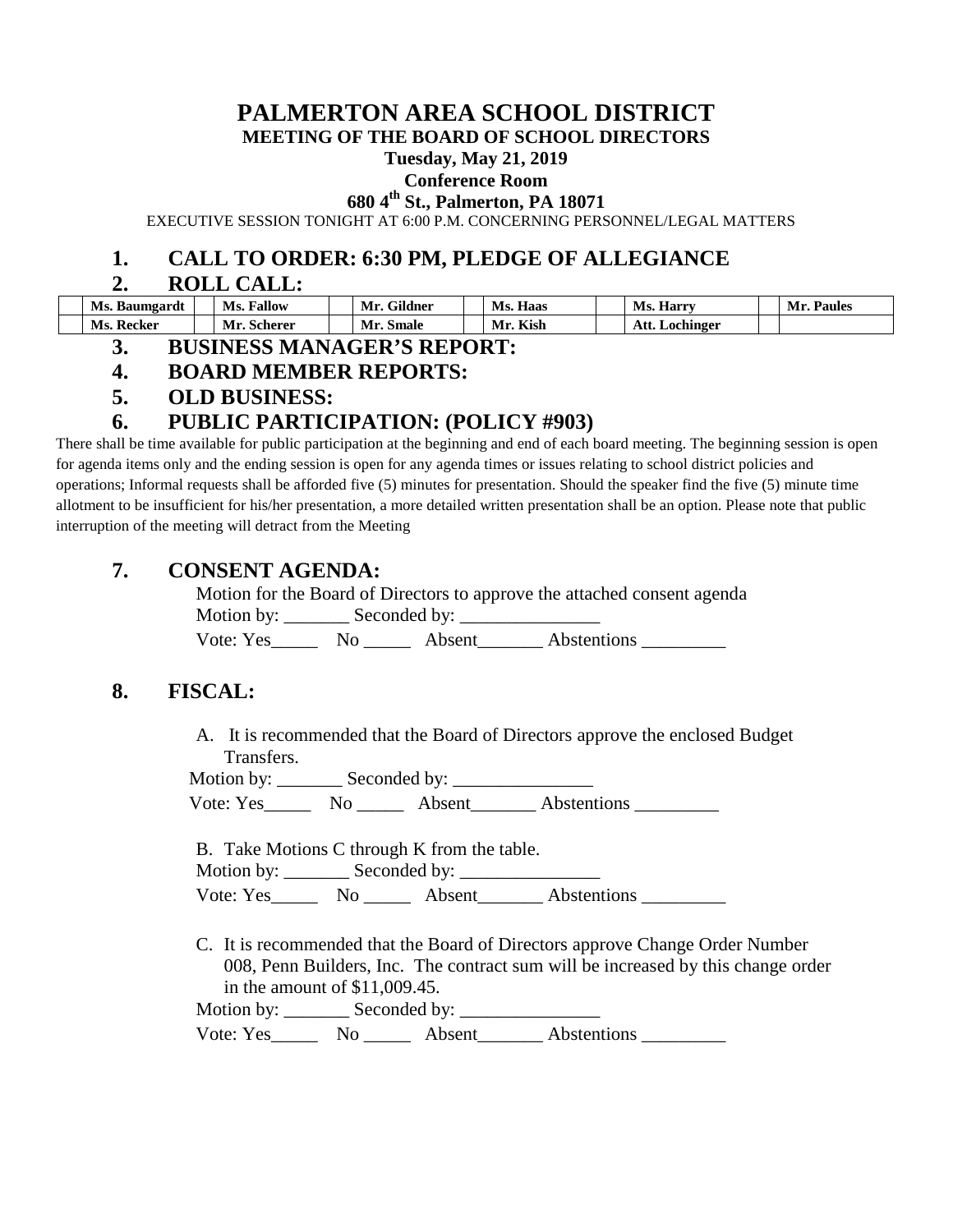# PALMERTON AREA SCHOOL DISTRICT

**MEETING OF THE BOARD OF SCHOOL DIRECTORS**

**Tuesday, May 21, 2019**

**Conference Room**

**680 4th St., Palmerton, PA 18071**

EXECUTIVE SESSION TONIGHT AT 6:00 P.M. CONCERNING PERSONNEL/LEGAL MATTERS

## 1. CALL TO ORDER: 6:30 PM, PLEDGE OF ALLEGIANCE

## 2. ROLL CALL:

| | | | | | | | | | | | |
|---|---|---|---|---|---|---|---|---|---|---|---|
| | **Ms. Baumgardt** | | **Ms. Fallow** | | **Mr. Gildner** | | **Ms. Haas** | | **Ms. Harry** | | **Mr. Paules** |
| | **Ms. Recker** | | **Mr. Scherer** | | **Mr. Smale** | | **Mr. Kish** | | **Att. Lochinger** | | |

## 3. BUSINESS MANAGER'S REPORT:

## 4. BOARD MEMBER REPORTS:

## 5. OLD BUSINESS:

## 6. PUBLIC PARTICIPATION: (POLICY #903)

There shall be time available for public participation at the beginning and end of each board meeting. The beginning session is open for agenda items only and the ending session is open for any agenda times or issues relating to school district policies and operations; Informal requests shall be afforded five (5) minutes for presentation. Should the speaker find the five (5) minute time allotment to be insufficient for his/her presentation, a more detailed written presentation shall be an option. Please note that public interruption of the meeting will detract from the Meeting

## 7. CONSENT AGENDA:

Motion for the Board of Directors to approve the attached consent agenda

Motion by: _______ Seconded by: _______________

Vote: Yes_____ No _____ Absent_______ Abstentions _________

## 8. FISCAL:

A. It is recommended that the Board of Directors approve the enclosed Budget Transfers.

Motion by: _______ Seconded by: _______________

Vote: Yes_____ No _____ Absent_______ Abstentions _________

B. Take Motions C through K from the table.

Motion by: _______ Seconded by: _______________

Vote: Yes_____ No _____ Absent_______ Abstentions _________

C. It is recommended that the Board of Directors approve Change Order Number 008, Penn Builders, Inc. The contract sum will be increased by this change order in the amount of $11,009.45.

Motion by: _______ Seconded by: _______________

Vote: Yes_____ No _____ Absent_______ Abstentions _________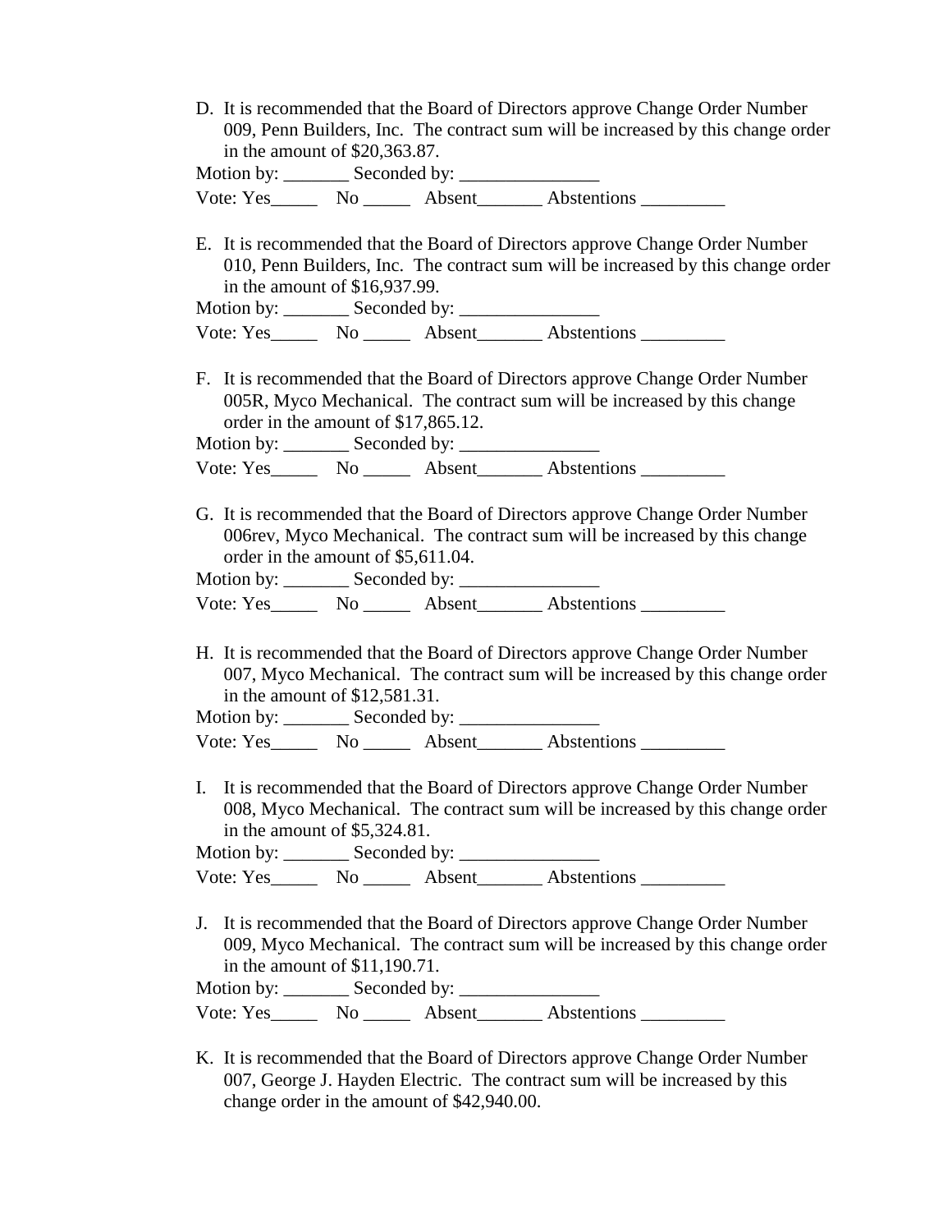D. It is recommended that the Board of Directors approve Change Order Number 009, Penn Builders, Inc. The contract sum will be increased by this change order in the amount of $20,363.87.

Motion by: _______ Seconded by: _______________

Vote: Yes_____ No _____ Absent_______ Abstentions _________

E. It is recommended that the Board of Directors approve Change Order Number 010, Penn Builders, Inc. The contract sum will be increased by this change order in the amount of $16,937.99.

Motion by: _______ Seconded by: _______________

Vote: Yes_____ No _____ Absent_______ Abstentions _________

F. It is recommended that the Board of Directors approve Change Order Number 005R, Myco Mechanical. The contract sum will be increased by this change order in the amount of $17,865.12.

Motion by: _______ Seconded by: _______________

Vote: Yes_____ No _____ Absent_______ Abstentions _________

G. It is recommended that the Board of Directors approve Change Order Number 006rev, Myco Mechanical. The contract sum will be increased by this change order in the amount of $5,611.04.

Motion by: _______ Seconded by: _______________

Vote: Yes_____ No _____ Absent_______ Abstentions _________

H. It is recommended that the Board of Directors approve Change Order Number 007, Myco Mechanical. The contract sum will be increased by this change order in the amount of $12,581.31.

Motion by: _______ Seconded by: _______________

Vote: Yes_____ No _____ Absent_______ Abstentions _________

I. It is recommended that the Board of Directors approve Change Order Number 008, Myco Mechanical. The contract sum will be increased by this change order in the amount of $5,324.81.

Motion by: _______ Seconded by: _______________

Vote: Yes_____ No _____ Absent_______ Abstentions _________

J. It is recommended that the Board of Directors approve Change Order Number 009, Myco Mechanical. The contract sum will be increased by this change order in the amount of $11,190.71.

Motion by: _______ Seconded by: _______________

Vote: Yes_____ No _____ Absent_______ Abstentions _________

K. It is recommended that the Board of Directors approve Change Order Number 007, George J. Hayden Electric. The contract sum will be increased by this change order in the amount of $42,940.00.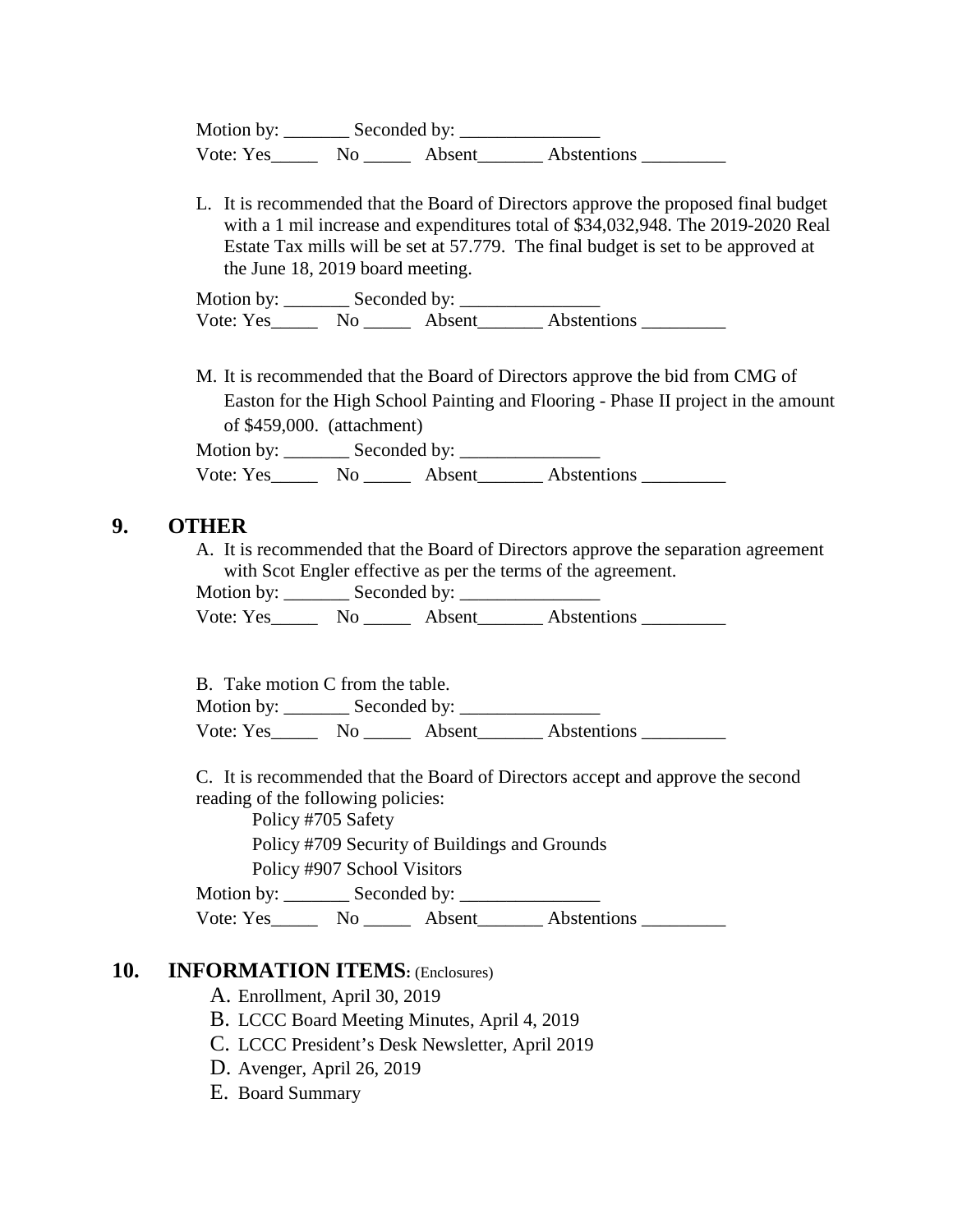Motion by: _______ Seconded by: _______________
Vote: Yes_____ No _____ Absent_______ Abstentions _________

L. It is recommended that the Board of Directors approve the proposed final budget with a 1 mil increase and expenditures total of $34,032,948. The 2019-2020 Real Estate Tax mills will be set at 57.779. The final budget is set to be approved at the June 18, 2019 board meeting.

Motion by: _______ Seconded by: _______________
Vote: Yes_____ No _____ Absent_______ Abstentions _________

M. It is recommended that the Board of Directors approve the bid from CMG of Easton for the High School Painting and Flooring - Phase II project in the amount of $459,000. (attachment)

Motion by: _______ Seconded by: _______________
Vote: Yes_____ No _____ Absent_______ Abstentions _________

## 9. OTHER

A. It is recommended that the Board of Directors approve the separation agreement with Scot Engler effective as per the terms of the agreement.

Motion by: _______ Seconded by: _______________
Vote: Yes_____ No _____ Absent_______ Abstentions _________

B. Take motion C from the table.

Motion by: _______ Seconded by: _______________
Vote: Yes_____ No _____ Absent_______ Abstentions _________

C. It is recommended that the Board of Directors accept and approve the second reading of the following policies:

Policy #705 Safety
Policy #709 Security of Buildings and Grounds
Policy #907 School Visitors

Motion by: _______ Seconded by: _______________
Vote: Yes_____ No _____ Absent_______ Abstentions _________

## 10. INFORMATION ITEMS: (Enclosures)

A. Enrollment, April 30, 2019
B. LCCC Board Meeting Minutes, April 4, 2019
C. LCCC President's Desk Newsletter, April 2019
D. Avenger, April 26, 2019
E. Board Summary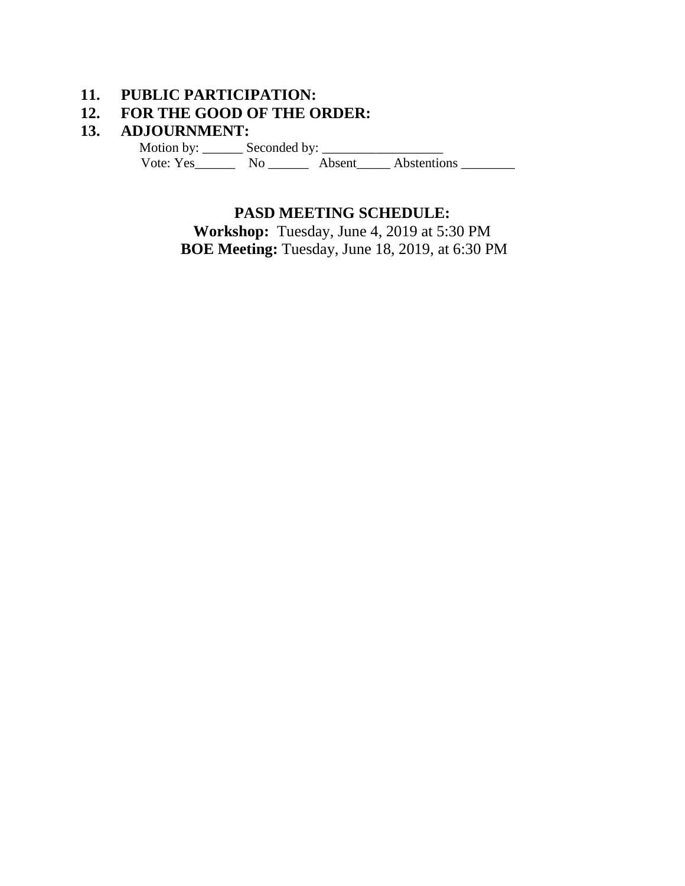**11. PUBLIC PARTICIPATION:**

**12. FOR THE GOOD OF THE ORDER:**

**13. ADJOURNMENT:**

Motion by: ______ Seconded by: __________________

Vote: Yes______ No ______ Absent_____ Abstentions ________

**PASD MEETING SCHEDULE:**

**Workshop:** Tuesday, June 4, 2019 at 5:30 PM

**BOE Meeting:** Tuesday, June 18, 2019, at 6:30 PM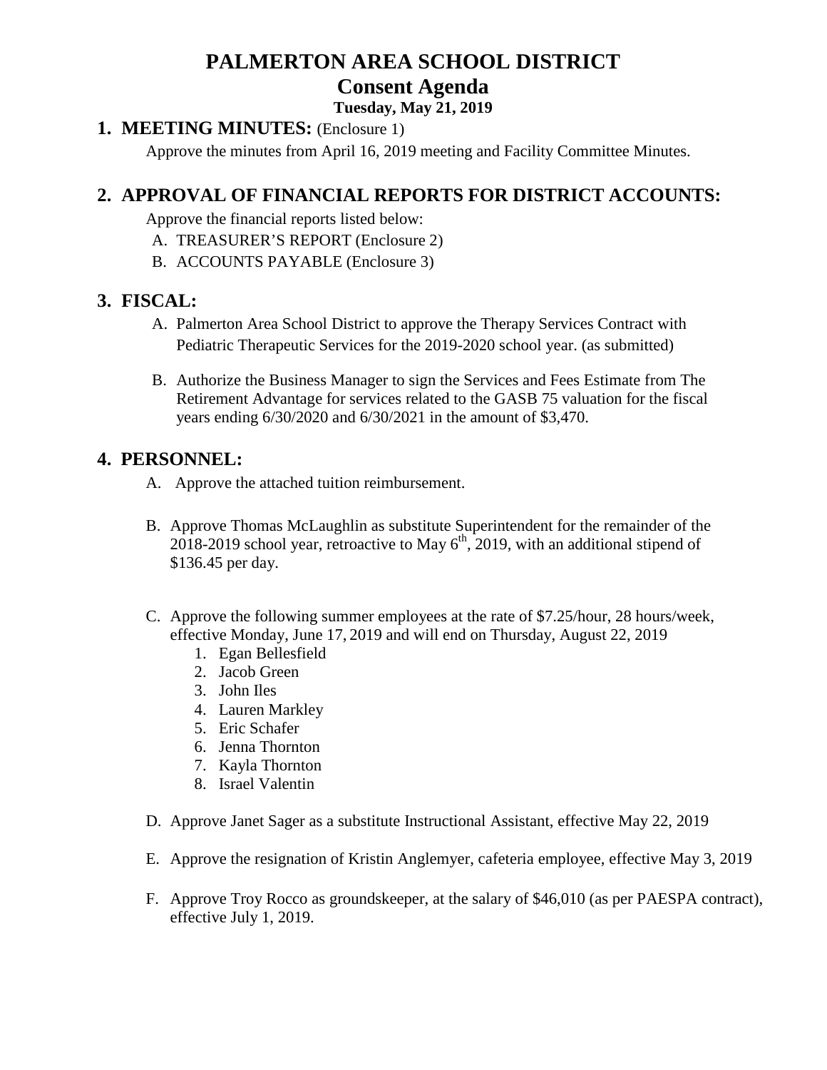# PALMERTON AREA SCHOOL DISTRICT

## Consent Agenda

**Tuesday, May 21, 2019**

## 1. MEETING MINUTES: (Enclosure 1)

Approve the minutes from April 16, 2019 meeting and Facility Committee Minutes.

## 2. APPROVAL OF FINANCIAL REPORTS FOR DISTRICT ACCOUNTS:

Approve the financial reports listed below:

A. TREASURER'S REPORT (Enclosure 2)

B. ACCOUNTS PAYABLE (Enclosure 3)

## 3. FISCAL:

A. Palmerton Area School District to approve the Therapy Services Contract with Pediatric Therapeutic Services for the 2019-2020 school year. (as submitted)

B. Authorize the Business Manager to sign the Services and Fees Estimate from The Retirement Advantage for services related to the GASB 75 valuation for the fiscal years ending 6/30/2020 and 6/30/2021 in the amount of $3,470.

## 4. PERSONNEL:

A. Approve the attached tuition reimbursement.

B. Approve Thomas McLaughlin as substitute Superintendent for the remainder of the 2018-2019 school year, retroactive to May 6th, 2019, with an additional stipend of $136.45 per day.

C. Approve the following summer employees at the rate of $7.25/hour, 28 hours/week, effective Monday, June 17, 2019 and will end on Thursday, August 22, 2019

1. Egan Bellesfield
2. Jacob Green
3. John Iles
4. Lauren Markley
5. Eric Schafer
6. Jenna Thornton
7. Kayla Thornton
8. Israel Valentin

D. Approve Janet Sager as a substitute Instructional Assistant, effective May 22, 2019

E. Approve the resignation of Kristin Anglemyer, cafeteria employee, effective May 3, 2019

F. Approve Troy Rocco as groundskeeper, at the salary of $46,010 (as per PAESPA contract), effective July 1, 2019.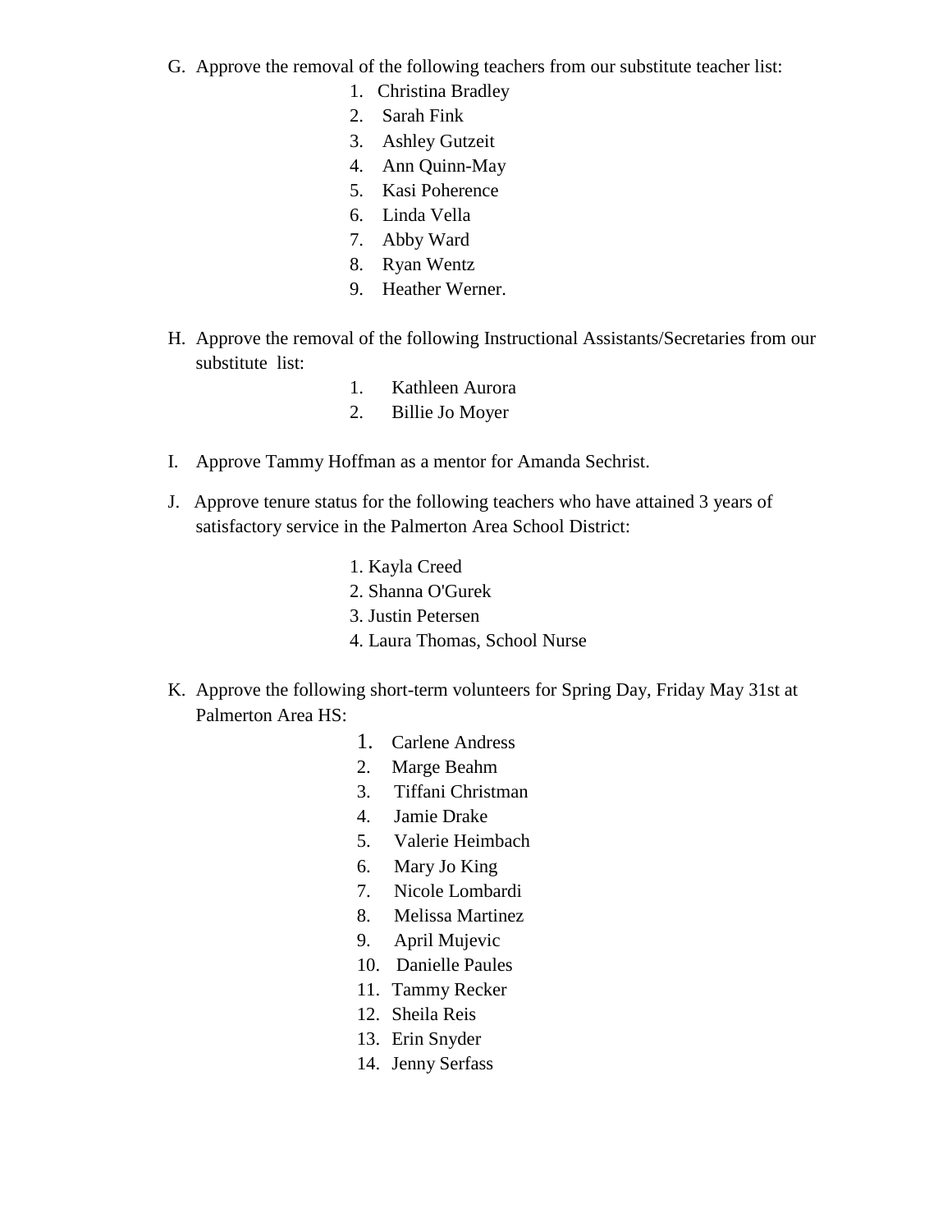G. Approve the removal of the following teachers from our substitute teacher list:

1. Christina Bradley
2. Sarah Fink
3. Ashley Gutzeit
4. Ann Quinn-May
5. Kasi Poherence
6. Linda Vella
7. Abby Ward
8. Ryan Wentz
9. Heather Werner.

H. Approve the removal of the following Instructional Assistants/Secretaries from our substitute list:

1. Kathleen Aurora
2. Billie Jo Moyer

I. Approve Tammy Hoffman as a mentor for Amanda Sechrist.

J. Approve tenure status for the following teachers who have attained 3 years of satisfactory service in the Palmerton Area School District:

1. Kayla Creed
2. Shanna O'Gurek
3. Justin Petersen
4. Laura Thomas, School Nurse

K. Approve the following short-term volunteers for Spring Day, Friday May 31st at Palmerton Area HS:

1. Carlene Andress
2. Marge Beahm
3. Tiffani Christman
4. Jamie Drake
5. Valerie Heimbach
6. Mary Jo King
7. Nicole Lombardi
8. Melissa Martinez
9. April Mujevic
10. Danielle Paules
11. Tammy Recker
12. Sheila Reis
13. Erin Snyder
14. Jenny Serfass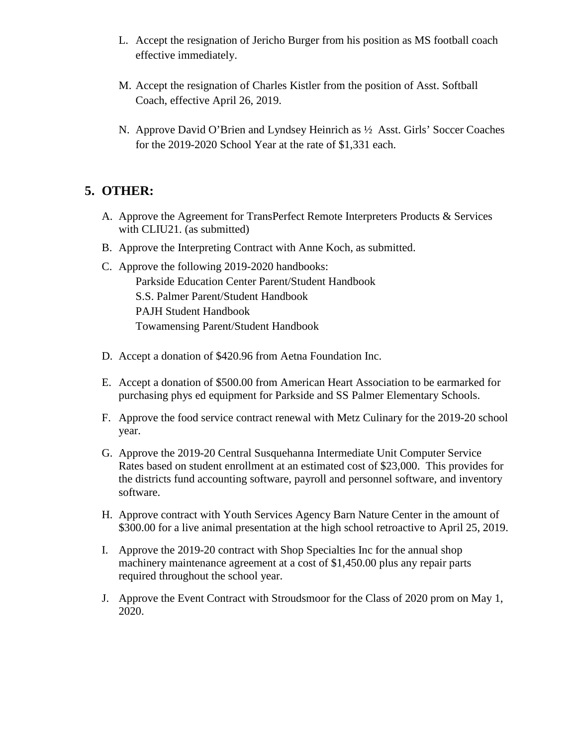L. Accept the resignation of Jericho Burger from his position as MS football coach effective immediately.

M. Accept the resignation of Charles Kistler from the position of Asst. Softball Coach, effective April 26, 2019.

N. Approve David O'Brien and Lyndsey Heinrich as ½ Asst. Girls' Soccer Coaches for the 2019-2020 School Year at the rate of $1,331 each.

## 5. OTHER:

A. Approve the Agreement for TransPerfect Remote Interpreters Products & Services with CLIU21. (as submitted)

B. Approve the Interpreting Contract with Anne Koch, as submitted.

C. Approve the following 2019-2020 handbooks:
   Parkside Education Center Parent/Student Handbook
   S.S. Palmer Parent/Student Handbook
   PAJH Student Handbook
   Towamensing Parent/Student Handbook

D. Accept a donation of $420.96 from Aetna Foundation Inc.

E. Accept a donation of $500.00 from American Heart Association to be earmarked for purchasing phys ed equipment for Parkside and SS Palmer Elementary Schools.

F. Approve the food service contract renewal with Metz Culinary for the 2019-20 school year.

G. Approve the 2019-20 Central Susquehanna Intermediate Unit Computer Service Rates based on student enrollment at an estimated cost of $23,000. This provides for the districts fund accounting software, payroll and personnel software, and inventory software.

H. Approve contract with Youth Services Agency Barn Nature Center in the amount of $300.00 for a live animal presentation at the high school retroactive to April 25, 2019.

I. Approve the 2019-20 contract with Shop Specialties Inc for the annual shop machinery maintenance agreement at a cost of $1,450.00 plus any repair parts required throughout the school year.

J. Approve the Event Contract with Stroudsmoor for the Class of 2020 prom on May 1, 2020.